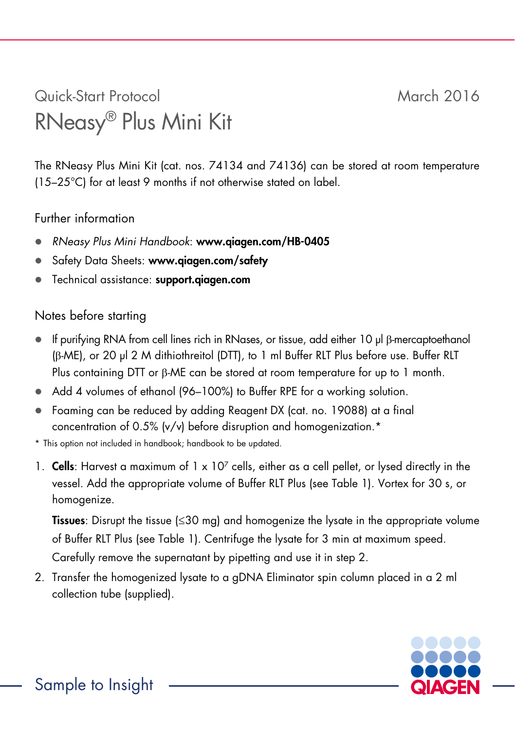Quick-Start Protocol

March 2016

# RNeasy® Plus Mini Kit

The RNeasy Plus Mini Kit (cat. nos. 74134 and 74136) can be stored at room temperature (15–25°C) for at least 9 months if not otherwise stated on label.

## Further information

- *RNeasy Plus Mini Handbook*: **www.qiagen.com/HB-0405**
- Safety Data Sheets: **www.qiagen.com/safety**
- Technical assistance: **support.qiagen.com**

## Notes before starting

- If purifying RNA from cell lines rich in RNases, or tissue, add either 10 µl β-mercaptoethanol (β-ME), or 20 µl 2 M dithiothreitol (DTT), to 1 ml Buffer RLT Plus before use. Buffer RLT Plus containing DTT or β-ME can be stored at room temperature for up to 1 month.
- Add 4 volumes of ethanol (96–100%) to Buffer RPE for a working solution.
- Foaming can be reduced by adding Reagent DX (cat. no. 19088) at a final concentration of 0.5% (v/v) before disruption and homogenization.*

\* This option not included in handbook; handbook to be updated.

1. **Cells**: Harvest a maximum of $1 \times 10^7$ cells, either as a cell pellet, or lysed directly in the vessel. Add the appropriate volume of Buffer RLT Plus (see Table 1). Vortex for 30 s, or homogenize.

   **Tissues**: Disrupt the tissue (≤30 mg) and homogenize the lysate in the appropriate volume of Buffer RLT Plus (see Table 1). Centrifuge the lysate for 3 min at maximum speed. Carefully remove the supernatant by pipetting and use it in step 2.

2. Transfer the homogenized lysate to a gDNA Eliminator spin column placed in a 2 ml collection tube (supplied).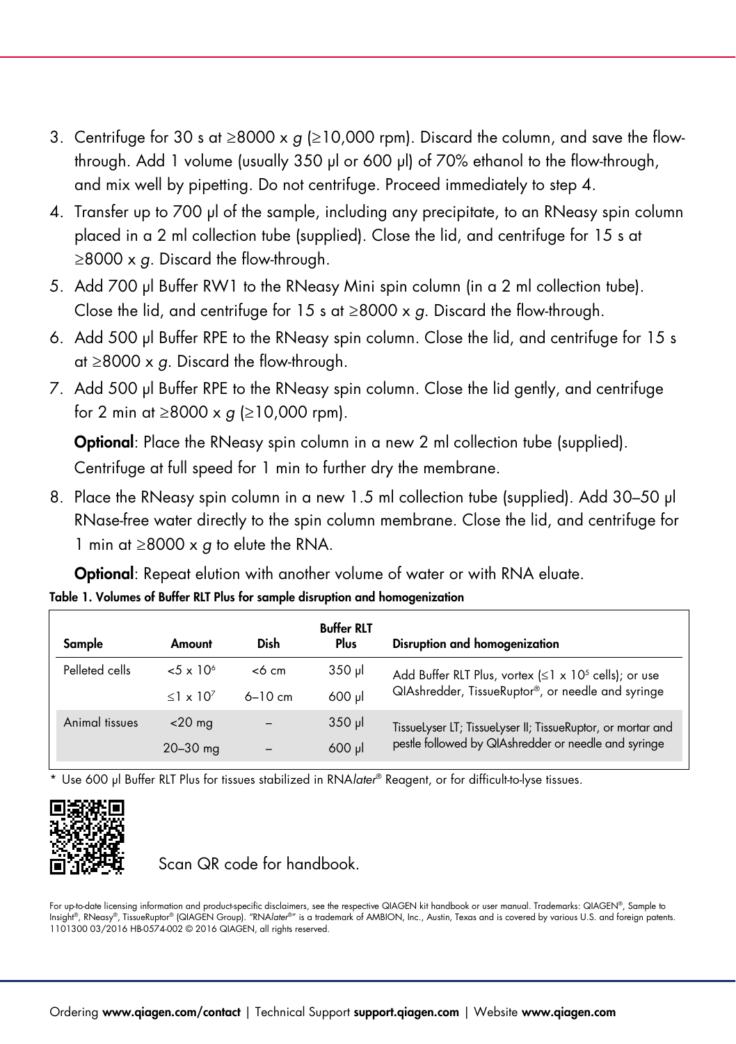3. Centrifuge for 30 s at ≥8000 x *g* (≥10,000 rpm). Discard the column, and save the flow-through. Add 1 volume (usually 350 µl or 600 µl) of 70% ethanol to the flow-through, and mix well by pipetting. Do not centrifuge. Proceed immediately to step 4.
4. Transfer up to 700 µl of the sample, including any precipitate, to an RNeasy spin column placed in a 2 ml collection tube (supplied). Close the lid, and centrifuge for 15 s at ≥8000 x *g*. Discard the flow-through.
5. Add 700 µl Buffer RW1 to the RNeasy Mini spin column (in a 2 ml collection tube). Close the lid, and centrifuge for 15 s at ≥8000 x *g*. Discard the flow-through.
6. Add 500 µl Buffer RPE to the RNeasy spin column. Close the lid, and centrifuge for 15 s at ≥8000 x *g*. Discard the flow-through.
7. Add 500 µl Buffer RPE to the RNeasy spin column. Close the lid gently, and centrifuge for 2 min at ≥8000 x *g* (≥10,000 rpm).

   **Optional**: Place the RNeasy spin column in a new 2 ml collection tube (supplied). Centrifuge at full speed for 1 min to further dry the membrane.
8. Place the RNeasy spin column in a new 1.5 ml collection tube (supplied). Add 30–50 µl RNase-free water directly to the spin column membrane. Close the lid, and centrifuge for 1 min at ≥8000 x *g* to elute the RNA.

   **Optional**: Repeat elution with another volume of water or with RNA eluate.

**Table 1. Volumes of Buffer RLT Plus for sample disruption and homogenization**

| Sample | Amount | Dish | Buffer RLT Plus | Disruption and homogenization |
|---|---|---|---|---|
| Pelleted cells | $<5 \times 10^6$ | <6 cm | 350 µl | Add Buffer RLT Plus, vortex ($\leq 1 \times 10^5$ cells); or use QIAshredder, TissueRuptor®, or needle and syringe |
| | $\leq 1 \times 10^7$ | 6–10 cm | 600 µl | |
| Animal tissues | <20 mg | – | 350 µl | TissueLyser LT; TissueLyser II; TissueRuptor, or mortar and pestle followed by QIAshredder or needle and syringe |
| | 20–30 mg | – | 600 µl | |

\* Use 600 µl Buffer RLT Plus for tissues stabilized in RNA*later*® Reagent, or for difficult-to-lyse tissues.

Scan QR code for handbook.

For up-to-date licensing information and product-specific disclaimers, see the respective QIAGEN kit handbook or user manual. Trademarks: QIAGEN®, Sample to Insight®, RNeasy®, TissueRuptor® (QIAGEN Group). "RNA*later*®" is a trademark of AMBION, Inc., Austin, Texas and is covered by various U.S. and foreign patents. 1101300 03/2016 HB-0574-002 © 2016 QIAGEN, all rights reserved.

Ordering **www.qiagen.com/contact** | Technical Support **support.qiagen.com** | Website **www.qiagen.com**